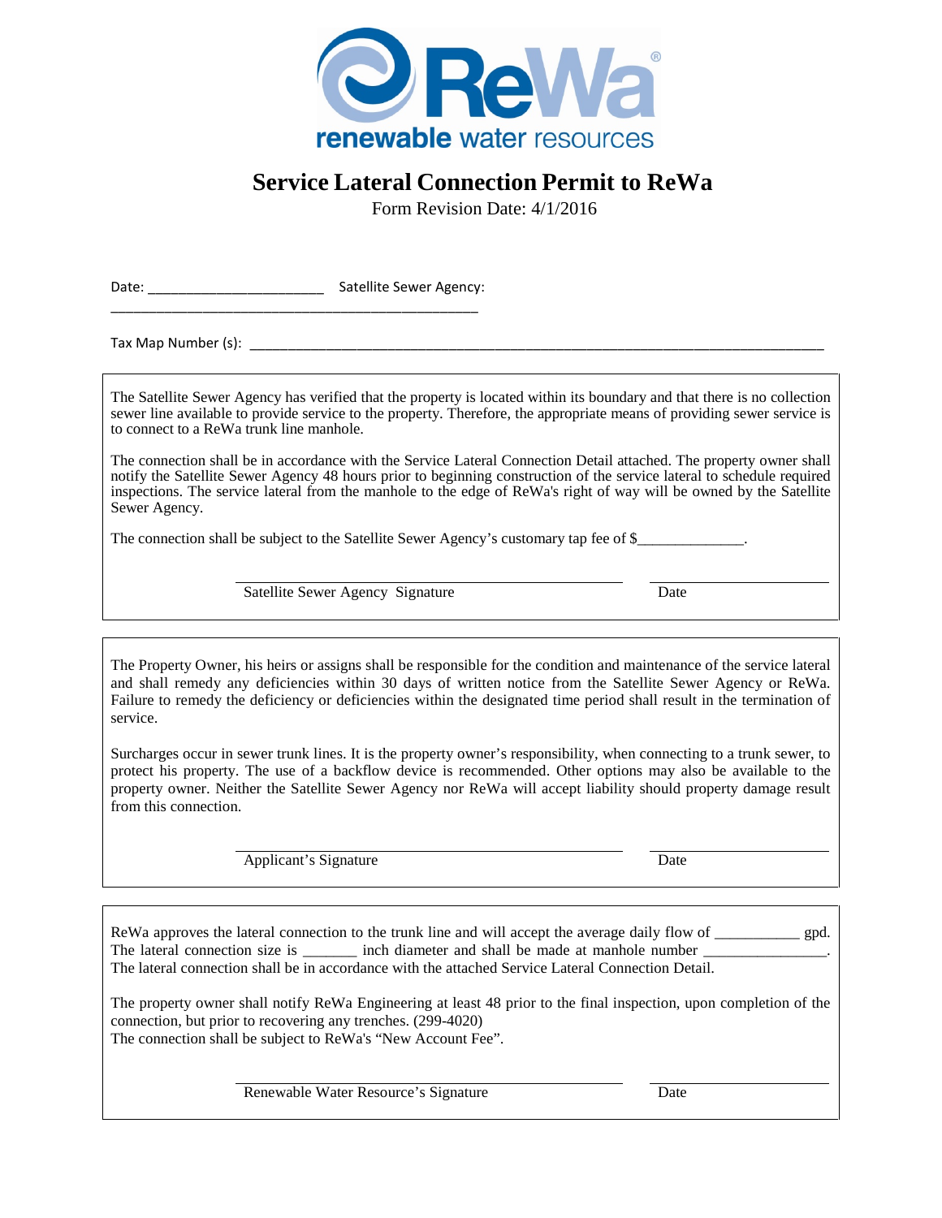# Service Lateral Connection Permit to ReWa

Form Revision Date: 4/1/2016

Date: ______________________ Satellite Sewer Agency: _______________________________________________

Tax Map Number (s): ___________________________________________________________________________

The Satellite Sewer Agency has verified that the property is located within its boundary and that there is no collection sewer line available to provide service to the property. Therefore, the appropriate means of providing sewer service is to connect to a ReWa trunk line manhole.

The connection shall be in accordance with the Service Lateral Connection Detail attached. The property owner shall notify the Satellite Sewer Agency 48 hours prior to beginning construction of the service lateral to schedule required inspections. The service lateral from the manhole to the edge of ReWa's right of way will be owned by the Satellite Sewer Agency.

The connection shall be subject to the Satellite Sewer Agency's customary tap fee of $_____________.

______________________________ Satellite Sewer Agency Signature

______________ Date

The Property Owner, his heirs or assigns shall be responsible for the condition and maintenance of the service lateral and shall remedy any deficiencies within 30 days of written notice from the Satellite Sewer Agency or ReWa. Failure to remedy the deficiency or deficiencies within the designated time period shall result in the termination of service.

Surcharges occur in sewer trunk lines. It is the property owner's responsibility, when connecting to a trunk sewer, to protect his property. The use of a backflow device is recommended. Other options may also be available to the property owner. Neither the Satellite Sewer Agency nor ReWa will accept liability should property damage result from this connection.

______________________________ Applicant's Signature

______________ Date

ReWa approves the lateral connection to the trunk line and will accept the average daily flow of __________ gpd. The lateral connection size is _______ inch diameter and shall be made at manhole number _______________. The lateral connection shall be in accordance with the attached Service Lateral Connection Detail.

The property owner shall notify ReWa Engineering at least 48 prior to the final inspection, upon completion of the connection, but prior to recovering any trenches. (299-4020)
The connection shall be subject to ReWa's "New Account Fee".

______________________________ Renewable Water Resource's Signature

______________ Date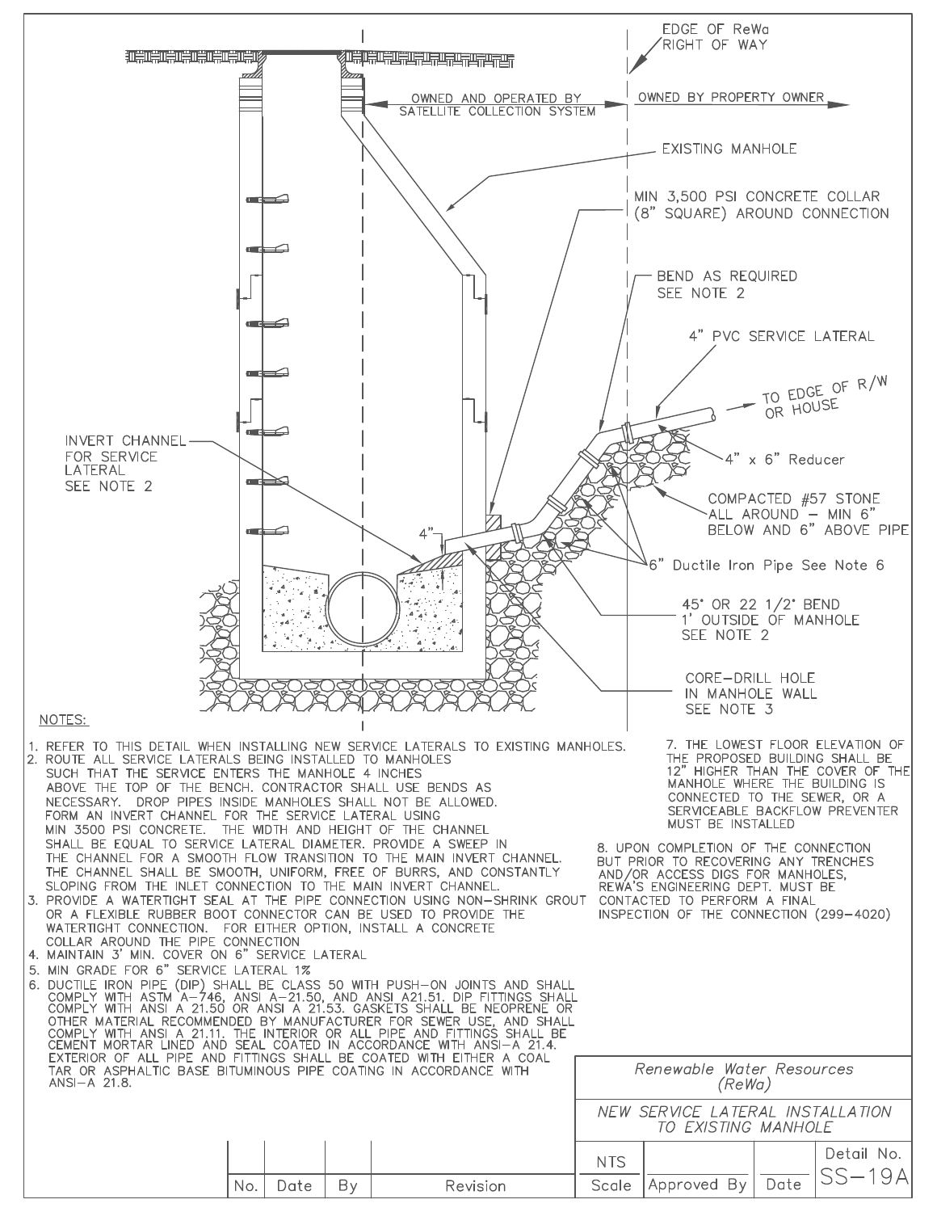EDGE OF ReWa RIGHT OF WAY

OWNED AND OPERATED BY SATELLITE COLLECTION SYSTEM

OWNED BY PROPERTY OWNER

EXISTING MANHOLE

MIN 3,500 PSI CONCRETE COLLAR (8" SQUARE) AROUND CONNECTION

BEND AS REQUIRED SEE NOTE 2

4" PVC SERVICE LATERAL

TO EDGE OF R/W OR HOUSE

4" x 6" Reducer

COMPACTED #57 STONE ALL AROUND – MIN 6" BELOW AND 6" ABOVE PIPE

INVERT CHANNEL FOR SERVICE LATERAL SEE NOTE 2

4"

6" Ductile Iron Pipe See Note 6

45° OR 22 1/2° BEND 1' OUTSIDE OF MANHOLE SEE NOTE 2

CORE-DRILL HOLE IN MANHOLE WALL SEE NOTE 3

## NOTES:

1. REFER TO THIS DETAIL WHEN INSTALLING NEW SERVICE LATERALS TO EXISTING MANHOLES.
2. ROUTE ALL SERVICE LATERALS BEING INSTALLED TO MANHOLES SUCH THAT THE SERVICE ENTERS THE MANHOLE 4 INCHES ABOVE THE TOP OF THE BENCH. CONTRACTOR SHALL USE BENDS AS NECESSARY. DROP PIPES INSIDE MANHOLES SHALL NOT BE ALLOWED. FORM AN INVERT CHANNEL FOR THE SERVICE LATERAL USING MIN 3500 PSI CONCRETE. THE WIDTH AND HEIGHT OF THE CHANNEL SHALL BE EQUAL TO SERVICE LATERAL DIAMETER. PROVIDE A SWEEP IN THE CHANNEL FOR A SMOOTH FLOW TRANSITION TO THE MAIN INVERT CHANNEL. THE CHANNEL SHALL BE SMOOTH, UNIFORM, FREE OF BURRS, AND CONSTANTLY SLOPING FROM THE INLET CONNECTION TO THE MAIN INVERT CHANNEL.
3. PROVIDE A WATERTIGHT SEAL AT THE PIPE CONNECTION USING NON-SHRINK GROUT OR A FLEXIBLE RUBBER BOOT CONNECTOR CAN BE USED TO PROVIDE THE WATERTIGHT CONNECTION. FOR EITHER OPTION, INSTALL A CONCRETE COLLAR AROUND THE PIPE CONNECTION
4. MAINTAIN 3' MIN. COVER ON 6" SERVICE LATERAL
5. MIN GRADE FOR 6" SERVICE LATERAL 1%
6. DUCTILE IRON PIPE (DIP) SHALL BE CLASS 50 WITH PUSH-ON JOINTS AND SHALL COMPLY WITH ASTM A-746, ANSI A-21.50, AND ANSI A21.51. DIP FITTINGS SHALL COMPLY WITH ANSI A 21.50 OR ANSI A 21.53. GASKETS SHALL BE NEOPRENE OR OTHER MATERIAL RECOMMENDED BY MANUFACTURER FOR SEWER USE, AND SHALL COMPLY WITH ANSI A 21.11. THE INTERIOR OR ALL PIPE AND FITTINGS SHALL BE CEMENT MORTAR LINED AND SEAL COATED IN ACCORDANCE WITH ANSI-A 21.4. EXTERIOR OF ALL PIPE AND FITTINGS SHALL BE COATED WITH EITHER A COAL TAR OR ASPHALTIC BASE BITUMINOUS PIPE COATING IN ACCORDANCE WITH ANSI-A 21.8.
7. THE LOWEST FLOOR ELEVATION OF THE PROPOSED BUILDING SHALL BE 12" HIGHER THAN THE COVER OF THE MANHOLE WHERE THE BUILDING IS CONNECTED TO THE SEWER, OR A SERVICEABLE BACKFLOW PREVENTER MUST BE INSTALLED
8. UPON COMPLETION OF THE CONNECTION BUT PRIOR TO RECOVERING ANY TRENCHES AND/OR ACCESS DIGS FOR MANHOLES, REWA'S ENGINEERING DEPT. MUST BE CONTACTED TO PERFORM A FINAL INSPECTION OF THE CONNECTION (299-4020)

*Renewable Water Resources (ReWa)*

*NEW SERVICE LATERAL INSTALLATION TO EXISTING MANHOLE*

| No. | Date | By | Revision | Scale | Approved By | Date | Detail No. |
|---|---|---|---|---|---|---|---|
| | | | | NTS | | | SS-19A |